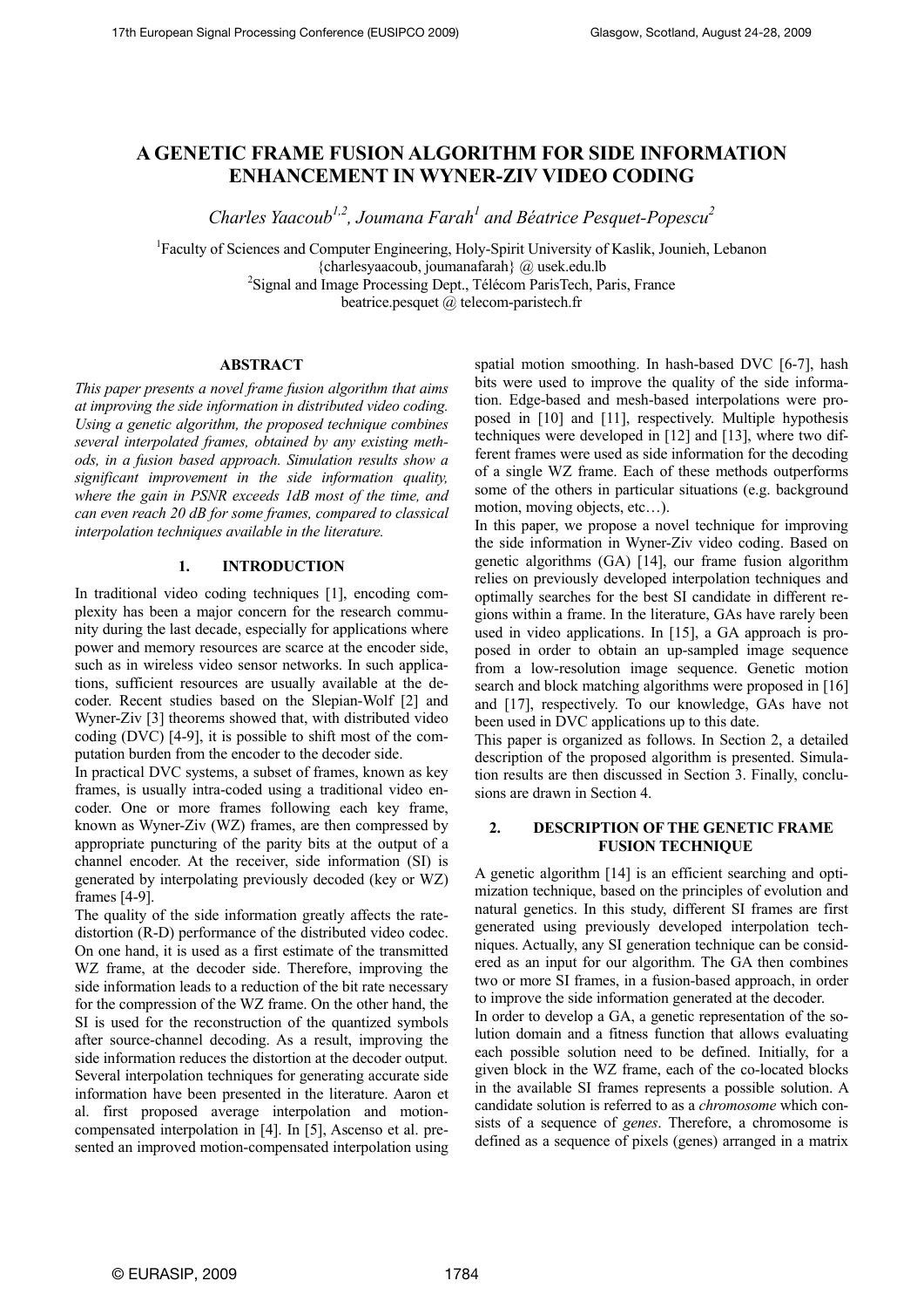# A GENETIC FRAME FUSION ALGORITHM FOR SIDE INFORMATION ENHANCEMENT IN WYNER-ZIV VIDEO CODING

*Charles Yaacoub[1,2], Joumana Farah[1] and Béatrice Pesquet-Popescu[2]*

[1]Faculty of Sciences and Computer Engineering, Holy-Spirit University of Kaslik, Jounieh, Lebanon
{charlesyaacoub, joumanafarah} @ usek.edu.lb
[2]Signal and Image Processing Dept., Télécom ParisTech, Paris, France
beatrice.pesquet @ telecom-paristech.fr

## ABSTRACT

*This paper presents a novel frame fusion algorithm that aims at improving the side information in distributed video coding. Using a genetic algorithm, the proposed technique combines several interpolated frames, obtained by any existing methods, in a fusion based approach. Simulation results show a significant improvement in the side information quality, where the gain in PSNR exceeds 1dB most of the time, and can even reach 20 dB for some frames, compared to classical interpolation techniques available in the literature.*

## 1. INTRODUCTION

In traditional video coding techniques [1], encoding complexity has been a major concern for the research community during the last decade, especially for applications where power and memory resources are scarce at the encoder side, such as in wireless video sensor networks. In such applications, sufficient resources are usually available at the decoder. Recent studies based on the Slepian-Wolf [2] and Wyner-Ziv [3] theorems showed that, with distributed video coding (DVC) [4-9], it is possible to shift most of the computation burden from the encoder to the decoder side.

In practical DVC systems, a subset of frames, known as key frames, is usually intra-coded using a traditional video encoder. One or more frames following each key frame, known as Wyner-Ziv (WZ) frames, are then compressed by appropriate puncturing of the parity bits at the output of a channel encoder. At the receiver, side information (SI) is generated by interpolating previously decoded (key or WZ) frames [4-9].

The quality of the side information greatly affects the rate-distortion (R-D) performance of the distributed video codec. On one hand, it is used as a first estimate of the transmitted WZ frame, at the decoder side. Therefore, improving the side information leads to a reduction of the bit rate necessary for the compression of the WZ frame. On the other hand, the SI is used for the reconstruction of the quantized symbols after source-channel decoding. As a result, improving the side information reduces the distortion at the decoder output.

Several interpolation techniques for generating accurate side information have been presented in the literature. Aaron et al. first proposed average interpolation and motion-compensated interpolation in [4]. In [5], Ascenso et al. presented an improved motion-compensated interpolation using spatial motion smoothing. In hash-based DVC [6-7], hash bits were used to improve the quality of the side information. Edge-based and mesh-based interpolations were proposed in [10] and [11], respectively. Multiple hypothesis techniques were developed in [12] and [13], where two different frames were used as side information for the decoding of a single WZ frame. Each of these methods outperforms some of the others in particular situations (e.g. background motion, moving objects, etc…).

In this paper, we propose a novel technique for improving the side information in Wyner-Ziv video coding. Based on genetic algorithms (GA) [14], our frame fusion algorithm relies on previously developed interpolation techniques and optimally searches for the best SI candidate in different regions within a frame. In the literature, GAs have rarely been used in video applications. In [15], a GA approach is proposed in order to obtain an up-sampled image sequence from a low-resolution image sequence. Genetic motion search and block matching algorithms were proposed in [16] and [17], respectively. To our knowledge, GAs have not been used in DVC applications up to this date.

This paper is organized as follows. In Section 2, a detailed description of the proposed algorithm is presented. Simulation results are then discussed in Section 3. Finally, conclusions are drawn in Section 4.

## 2. DESCRIPTION OF THE GENETIC FRAME FUSION TECHNIQUE

A genetic algorithm [14] is an efficient searching and optimization technique, based on the principles of evolution and natural genetics. In this study, different SI frames are first generated using previously developed interpolation techniques. Actually, any SI generation technique can be considered as an input for our algorithm. The GA then combines two or more SI frames, in a fusion-based approach, in order to improve the side information generated at the decoder.

In order to develop a GA, a genetic representation of the solution domain and a fitness function that allows evaluating each possible solution need to be defined. Initially, for a given block in the WZ frame, each of the co-located blocks in the available SI frames represents a possible solution. A candidate solution is referred to as a *chromosome* which consists of a sequence of *genes*. Therefore, a chromosome is defined as a sequence of pixels (genes) arranged in a matrix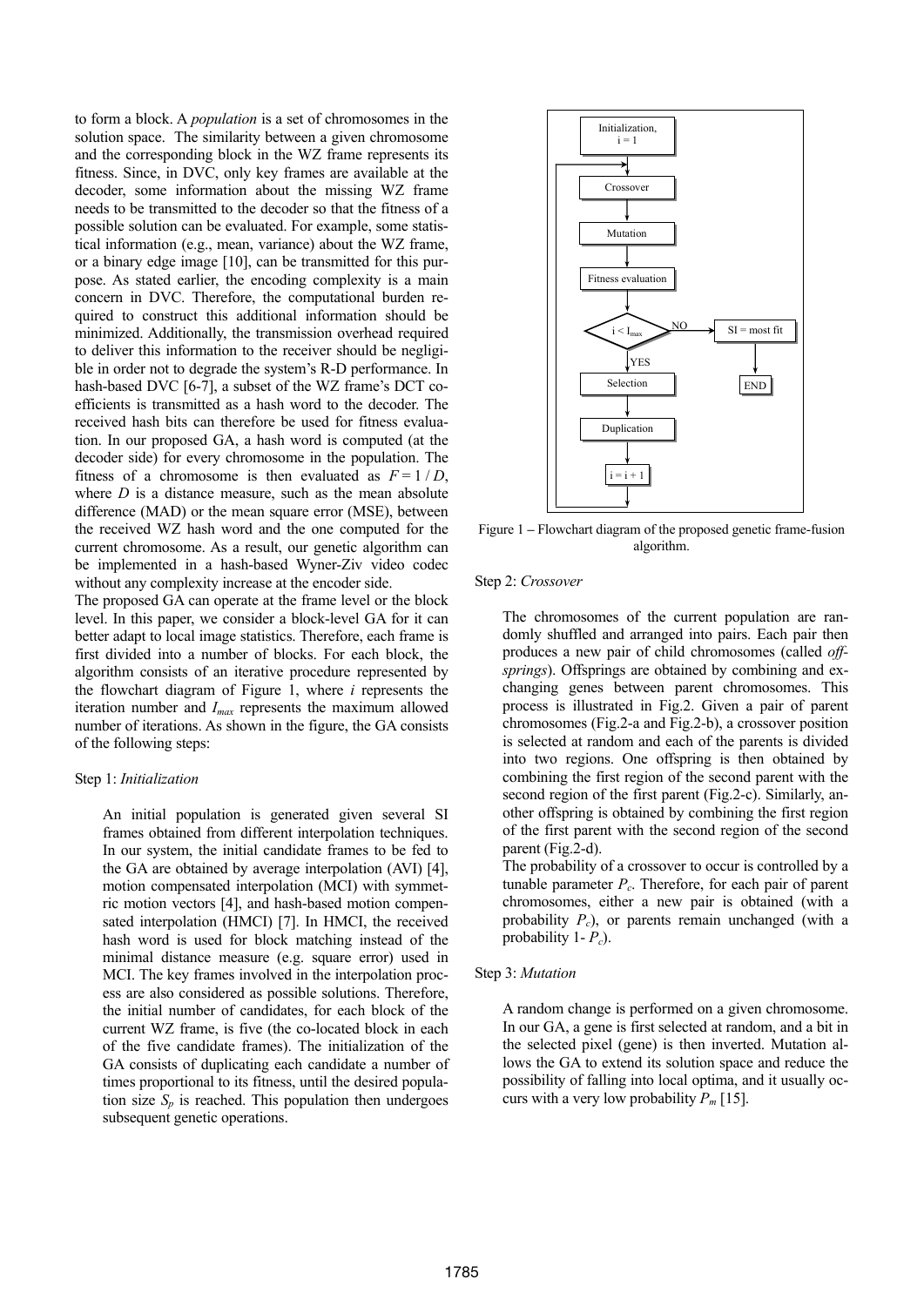to form a block. A *population* is a set of chromosomes in the solution space. The similarity between a given chromosome and the corresponding block in the WZ frame represents its fitness. Since, in DVC, only key frames are available at the decoder, some information about the missing WZ frame needs to be transmitted to the decoder so that the fitness of a possible solution can be evaluated. For example, some statistical information (e.g., mean, variance) about the WZ frame, or a binary edge image [10], can be transmitted for this purpose. As stated earlier, the encoding complexity is a main concern in DVC. Therefore, the computational burden required to construct this additional information should be minimized. Additionally, the transmission overhead required to deliver this information to the receiver should be negligible in order not to degrade the system's R-D performance. In hash-based DVC [6-7], a subset of the WZ frame's DCT coefficients is transmitted as a hash word to the decoder. The received hash bits can therefore be used for fitness evaluation. In our proposed GA, a hash word is computed (at the decoder side) for every chromosome in the population. The fitness of a chromosome is then evaluated as $F = 1 / D$, where $D$ is a distance measure, such as the mean absolute difference (MAD) or the mean square error (MSE), between the received WZ hash word and the one computed for the current chromosome. As a result, our genetic algorithm can be implemented in a hash-based Wyner-Ziv video codec without any complexity increase at the encoder side.

The proposed GA can operate at the frame level or the block level. In this paper, we consider a block-level GA for it can better adapt to local image statistics. Therefore, each frame is first divided into a number of blocks. For each block, the algorithm consists of an iterative procedure represented by the flowchart diagram of Figure 1, where $i$ represents the iteration number and $I_{max}$ represents the maximum allowed number of iterations. As shown in the figure, the GA consists of the following steps:

Step 1: *Initialization*

An initial population is generated given several SI frames obtained from different interpolation techniques. In our system, the initial candidate frames to be fed to the GA are obtained by average interpolation (AVI) [4], motion compensated interpolation (MCI) with symmetric motion vectors [4], and hash-based motion compensated interpolation (HMCI) [7]. In HMCI, the received hash word is used for block matching instead of the minimal distance measure (e.g. square error) used in MCI. The key frames involved in the interpolation process are also considered as possible solutions. Therefore, the initial number of candidates, for each block of the current WZ frame, is five (the co-located block in each of the five candidate frames). The initialization of the GA consists of duplicating each candidate a number of times proportional to its fitness, until the desired population size $S_p$ is reached. This population then undergoes subsequent genetic operations.

```
Initialization, i = 1
        |
     Crossover  <---------------+
        |                       |
     Mutation                   |
        |                       |
  Fitness evaluation            |
        |                       |
   i < I_max --NO--> SI = most fit --> END
        | YES                   |
     Selection                  |
        |                       |
    Duplication                 |
        |                       |
     i = i + 1 -----------------+
```

Figure 1 – Flowchart diagram of the proposed genetic frame-fusion algorithm.

Step 2: *Crossover*

The chromosomes of the current population are randomly shuffled and arranged into pairs. Each pair then produces a new pair of child chromosomes (called *offsprings*). Offsprings are obtained by combining and exchanging genes between parent chromosomes. This process is illustrated in Fig.2. Given a pair of parent chromosomes (Fig.2-a and Fig.2-b), a crossover position is selected at random and each of the parents is divided into two regions. One offspring is then obtained by combining the first region of the second parent with the second region of the first parent (Fig.2-c). Similarly, another offspring is obtained by combining the first region of the first parent with the second region of the second parent (Fig.2-d).

The probability of a crossover to occur is controlled by a tunable parameter $P_c$. Therefore, for each pair of parent chromosomes, either a new pair is obtained (with a probability $P_c$), or parents remain unchanged (with a probability 1- $P_c$).

Step 3: *Mutation*

A random change is performed on a given chromosome. In our GA, a gene is first selected at random, and a bit in the selected pixel (gene) is then inverted. Mutation allows the GA to extend its solution space and reduce the possibility of falling into local optima, and it usually occurs with a very low probability $P_m$ [15].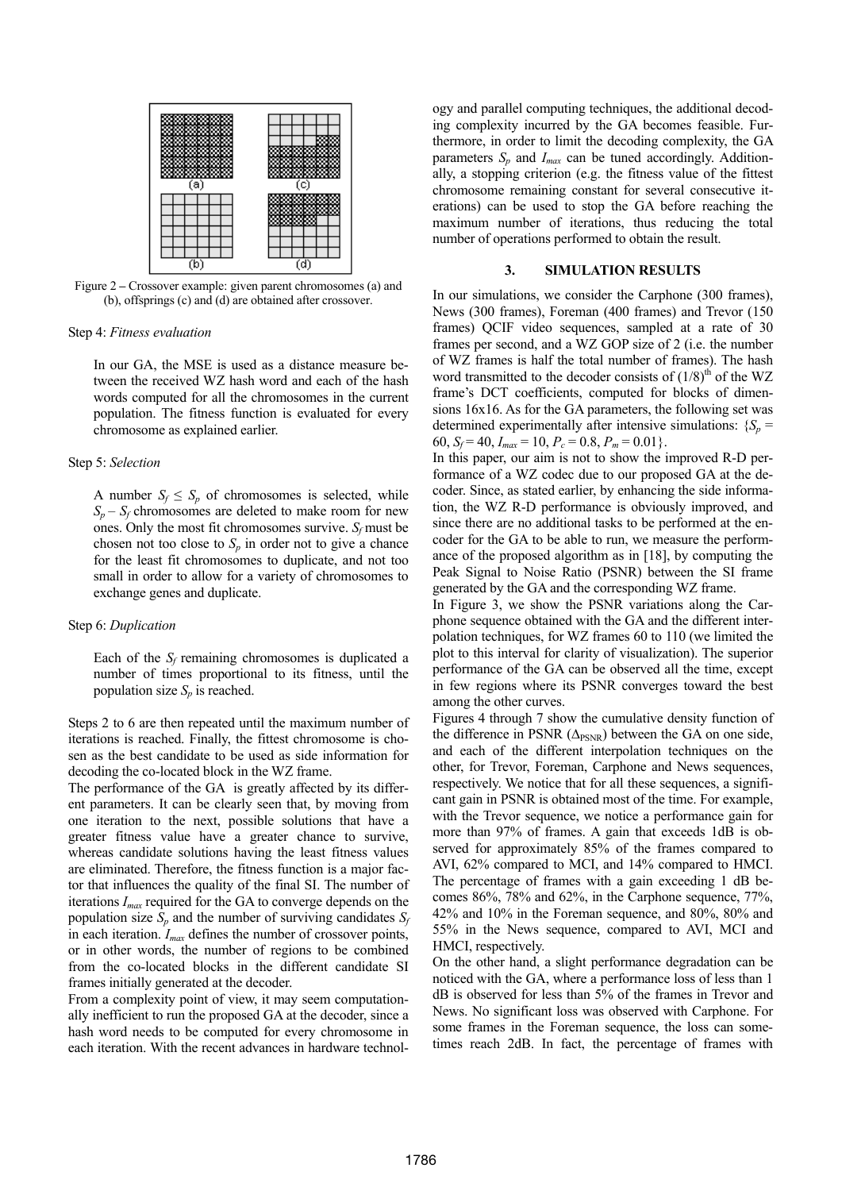Figure 2 – Crossover example: given parent chromosomes (a) and (b), offsprings (c) and (d) are obtained after crossover.

Step 4: *Fitness evaluation*

In our GA, the MSE is used as a distance measure between the received WZ hash word and each of the hash words computed for all the chromosomes in the current population. The fitness function is evaluated for every chromosome as explained earlier.

Step 5: *Selection*

A number $S_f \leq S_p$ of chromosomes is selected, while $S_p - S_f$ chromosomes are deleted to make room for new ones. Only the most fit chromosomes survive. $S_f$ must be chosen not too close to $S_p$ in order not to give a chance for the least fit chromosomes to duplicate, and not too small in order to allow for a variety of chromosomes to exchange genes and duplicate.

Step 6: *Duplication*

Each of the $S_f$ remaining chromosomes is duplicated a number of times proportional to its fitness, until the population size $S_p$ is reached.

Steps 2 to 6 are then repeated until the maximum number of iterations is reached. Finally, the fittest chromosome is chosen as the best candidate to be used as side information for decoding the co-located block in the WZ frame.

The performance of the GA is greatly affected by its different parameters. It can be clearly seen that, by moving from one iteration to the next, possible solutions that have a greater fitness value have a greater chance to survive, whereas candidate solutions having the least fitness values are eliminated. Therefore, the fitness function is a major factor that influences the quality of the final SI. The number of iterations $I_{max}$ required for the GA to converge depends on the population size $S_p$ and the number of surviving candidates $S_f$ in each iteration. $I_{max}$ defines the number of crossover points, or in other words, the number of regions to be combined from the co-located blocks in the different candidate SI frames initially generated at the decoder.

From a complexity point of view, it may seem computationally inefficient to run the proposed GA at the decoder, since a hash word needs to be computed for every chromosome in each iteration. With the recent advances in hardware technology and parallel computing techniques, the additional decoding complexity incurred by the GA becomes feasible. Furthermore, in order to limit the decoding complexity, the GA parameters $S_p$ and $I_{max}$ can be tuned accordingly. Additionally, a stopping criterion (e.g. the fitness value of the fittest chromosome remaining constant for several consecutive iterations) can be used to stop the GA before reaching the maximum number of iterations, thus reducing the total number of operations performed to obtain the result.

## 3. SIMULATION RESULTS

In our simulations, we consider the Carphone (300 frames), News (300 frames), Foreman (400 frames) and Trevor (150 frames) QCIF video sequences, sampled at a rate of 30 frames per second, and a WZ GOP size of 2 (i.e. the number of WZ frames is half the total number of frames). The hash word transmitted to the decoder consists of $(1/8)^{\text{th}}$ of the WZ frame's DCT coefficients, computed for blocks of dimensions 16x16. As for the GA parameters, the following set was determined experimentally after intensive simulations: $\{S_p = 60, S_f = 40, I_{max} = 10, P_c = 0.8, P_m = 0.01\}$.

In this paper, our aim is not to show the improved R-D performance of a WZ codec due to our proposed GA at the decoder. Since, as stated earlier, by enhancing the side information, the WZ R-D performance is obviously improved, and since there are no additional tasks to be performed at the encoder for the GA to be able to run, we measure the performance of the proposed algorithm as in [18], by computing the Peak Signal to Noise Ratio (PSNR) between the SI frame generated by the GA and the corresponding WZ frame.

In Figure 3, we show the PSNR variations along the Carphone sequence obtained with the GA and the different interpolation techniques, for WZ frames 60 to 110 (we limited the plot to this interval for clarity of visualization). The superior performance of the GA can be observed all the time, except in few regions where its PSNR converges toward the best among the other curves.

Figures 4 through 7 show the cumulative density function of the difference in PSNR ($\Delta_{PSNR}$) between the GA on one side, and each of the different interpolation techniques on the other, for Trevor, Foreman, Carphone and News sequences, respectively. We notice that for all these sequences, a significant gain in PSNR is obtained most of the time. For example, with the Trevor sequence, we notice a performance gain for more than 97% of frames. A gain that exceeds 1dB is observed for approximately 85% of the frames compared to AVI, 62% compared to MCI, and 14% compared to HMCI. The percentage of frames with a gain exceeding 1 dB becomes 86%, 78% and 62%, in the Carphone sequence, 77%, 42% and 10% in the Foreman sequence, and 80%, 80% and 55% in the News sequence, compared to AVI, MCI and HMCI, respectively.

On the other hand, a slight performance degradation can be noticed with the GA, where a performance loss of less than 1 dB is observed for less than 5% of the frames in Trevor and News. No significant loss was observed with Carphone. For some frames in the Foreman sequence, the loss can sometimes reach 2dB. In fact, the percentage of frames with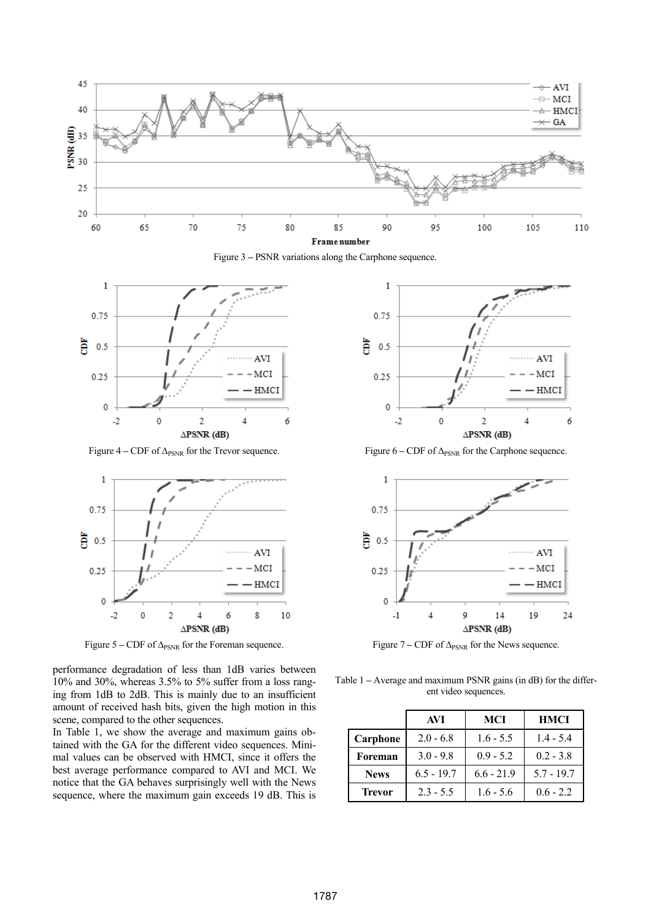Figure 3 – PSNR variations along the Carphone sequence.

Figure 4 – CDF of $\Delta_{PSNR}$ for the Trevor sequence.

Figure 6 – CDF of $\Delta_{PSNR}$ for the Carphone sequence.

Figure 5 – CDF of $\Delta_{PSNR}$ for the Foreman sequence.

Figure 7 – CDF of $\Delta_{PSNR}$ for the News sequence.

performance degradation of less than 1dB varies between 10% and 30%, whereas 3.5% to 5% suffer from a loss ranging from 1dB to 2dB. This is mainly due to an insufficient amount of received hash bits, given the high motion in this scene, compared to the other sequences.

In Table 1, we show the average and maximum gains obtained with the GA for the different video sequences. Minimal values can be observed with HMCI, since it offers the best average performance compared to AVI and MCI. We notice that the GA behaves surprisingly well with the News sequence, where the maximum gain exceeds 19 dB. This is

Table 1 – Average and maximum PSNR gains (in dB) for the different video sequences.

| | AVI | MCI | HMCI |
|---|---|---|---|
| **Carphone** | 2.0 - 6.8 | 1.6 - 5.5 | 1.4 - 5.4 |
| **Foreman** | 3.0 - 9.8 | 0.9 - 5.2 | 0.2 - 3.8 |
| **News** | 6.5 - 19.7 | 6.6 - 21.9 | 5.7 - 19.7 |
| **Trevor** | 2.3 - 5.5 | 1.6 - 5.6 | 0.6 - 2.2 |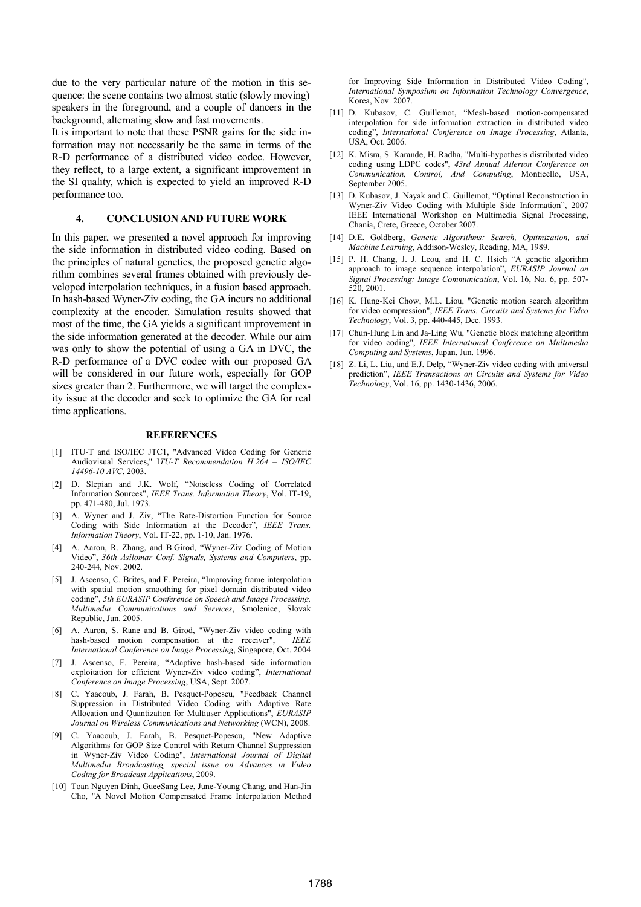due to the very particular nature of the motion in this sequence: the scene contains two almost static (slowly moving) speakers in the foreground, and a couple of dancers in the background, alternating slow and fast movements.

It is important to note that these PSNR gains for the side information may not necessarily be the same in terms of the R-D performance of a distributed video codec. However, they reflect, to a large extent, a significant improvement in the SI quality, which is expected to yield an improved R-D performance too.

## 4. CONCLUSION AND FUTURE WORK

In this paper, we presented a novel approach for improving the side information in distributed video coding. Based on the principles of natural genetics, the proposed genetic algorithm combines several frames obtained with previously developed interpolation techniques, in a fusion based approach. In hash-based Wyner-Ziv coding, the GA incurs no additional complexity at the encoder. Simulation results showed that most of the time, the GA yields a significant improvement in the side information generated at the decoder. While our aim was only to show the potential of using a GA in DVC, the R-D performance of a DVC codec with our proposed GA will be considered in our future work, especially for GOP sizes greater than 2. Furthermore, we will target the complexity issue at the decoder and seek to optimize the GA for real time applications.

## REFERENCES

[1] ITU-T and ISO/IEC JTC1, "Advanced Video Coding for Generic Audiovisual Services," *ITU-T Recommendation H.264 – ISO/IEC 14496-10 AVC*, 2003.

[2] D. Slepian and J.K. Wolf, "Noiseless Coding of Correlated Information Sources", *IEEE Trans. Information Theory*, Vol. IT-19, pp. 471-480, Jul. 1973.

[3] A. Wyner and J. Ziv, "The Rate-Distortion Function for Source Coding with Side Information at the Decoder", *IEEE Trans. Information Theory*, Vol. IT-22, pp. 1-10, Jan. 1976.

[4] A. Aaron, R. Zhang, and B.Girod, "Wyner-Ziv Coding of Motion Video", *36th Asilomar Conf. Signals, Systems and Computers*, pp. 240-244, Nov. 2002.

[5] J. Ascenso, C. Brites, and F. Pereira, "Improving frame interpolation with spatial motion smoothing for pixel domain distributed video coding", *5th EURASIP Conference on Speech and Image Processing, Multimedia Communications and Services*, Smolenice, Slovak Republic, Jun. 2005.

[6] A. Aaron, S. Rane and B. Girod, "Wyner-Ziv video coding with hash-based motion compensation at the receiver", *IEEE International Conference on Image Processing*, Singapore, Oct. 2004

[7] J. Ascenso, F. Pereira, "Adaptive hash-based side information exploitation for efficient Wyner-Ziv video coding", *International Conference on Image Processing*, USA, Sept. 2007.

[8] C. Yaacoub, J. Farah, B. Pesquet-Popescu, "Feedback Channel Suppression in Distributed Video Coding with Adaptive Rate Allocation and Quantization for Multiuser Applications", *EURASIP Journal on Wireless Communications and Networking* (WCN), 2008.

[9] C. Yaacoub, J. Farah, B. Pesquet-Popescu, "New Adaptive Algorithms for GOP Size Control with Return Channel Suppression in Wyner-Ziv Video Coding", *International Journal of Digital Multimedia Broadcasting, special issue on Advances in Video Coding for Broadcast Applications*, 2009.

[10] Toan Nguyen Dinh, GueeSang Lee, June-Young Chang, and Han-Jin Cho, "A Novel Motion Compensated Frame Interpolation Method for Improving Side Information in Distributed Video Coding", *International Symposium on Information Technology Convergence*, Korea, Nov. 2007.

[11] D. Kubasov, C. Guillemot, "Mesh-based motion-compensated interpolation for side information extraction in distributed video coding", *International Conference on Image Processing*, Atlanta, USA, Oct. 2006.

[12] K. Misra, S. Karande, H. Radha, "Multi-hypothesis distributed video coding using LDPC codes", *43rd Annual Allerton Conference on Communication, Control, And Computing*, Monticello, USA, September 2005.

[13] D. Kubasov, J. Nayak and C. Guillemot, "Optimal Reconstruction in Wyner-Ziv Video Coding with Multiple Side Information", 2007 IEEE International Workshop on Multimedia Signal Processing, Chania, Crete, Greece, October 2007.

[14] D.E. Goldberg, *Genetic Algorithms: Search, Optimization, and Machine Learning*, Addison-Wesley, Reading, MA, 1989.

[15] P. H. Chang, J. J. Leou, and H. C. Hsieh "A genetic algorithm approach to image sequence interpolation", *EURASIP Journal on Signal Processing: Image Communication*, Vol. 16, No. 6, pp. 507-520, 2001.

[16] K. Hung-Kei Chow, M.L. Liou, "Genetic motion search algorithm for video compression", *IEEE Trans. Circuits and Systems for Video Technology*, Vol. 3, pp. 440-445, Dec. 1993.

[17] Chun-Hung Lin and Ja-Ling Wu, "Genetic block matching algorithm for video coding", *IEEE International Conference on Multimedia Computing and Systems*, Japan, Jun. 1996.

[18] Z. Li, L. Liu, and E.J. Delp, "Wyner-Ziv video coding with universal prediction", *IEEE Transactions on Circuits and Systems for Video Technology*, Vol. 16, pp. 1430-1436, 2006.